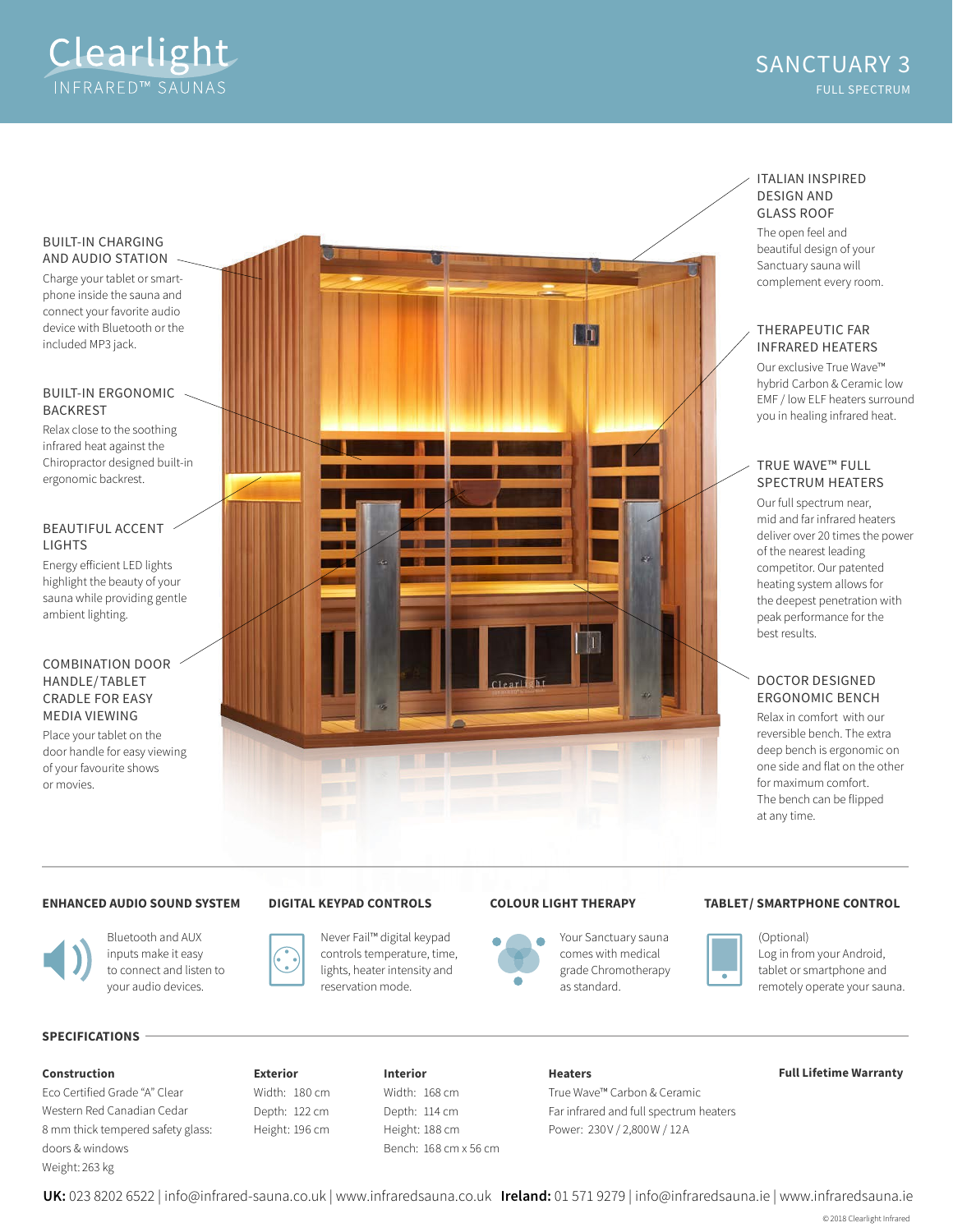Clearlight
INFRARED™ SAUNAS

# SANCTUARY 3

FULL SPECTRUM

### BUILT-IN CHARGING AND AUDIO STATION

Charge your tablet or smart-phone inside the sauna and connect your favorite audio device with Bluetooth or the included MP3 jack.

### BUILT-IN ERGONOMIC BACKREST

Relax close to the soothing infrared heat against the Chiropractor designed built-in ergonomic backrest.

### BEAUTIFUL ACCENT LIGHTS

Energy efficient LED lights highlight the beauty of your sauna while providing gentle ambient lighting.

### COMBINATION DOOR HANDLE/TABLET CRADLE FOR EASY MEDIA VIEWING

Place your tablet on the door handle for easy viewing of your favourite shows or movies.

### ITALIAN INSPIRED DESIGN AND GLASS ROOF

The open feel and beautiful design of your Sanctuary sauna will complement every room.

### THERAPEUTIC FAR INFRARED HEATERS

Our exclusive True Wave™ hybrid Carbon & Ceramic low EMF / low ELF heaters surround you in healing infrared heat.

### TRUE WAVE™ FULL SPECTRUM HEATERS

Our full spectrum near, mid and far infrared heaters deliver over 20 times the power of the nearest leading competitor. Our patented heating system allows for the deepest penetration with peak performance for the best results.

### DOCTOR DESIGNED ERGONOMIC BENCH

Relax in comfort with our reversible bench. The extra deep bench is ergonomic on one side and flat on the other for maximum comfort. The bench can be flipped at any time.

---

### ENHANCED AUDIO SOUND SYSTEM

Bluetooth and AUX inputs make it easy to connect and listen to your audio devices.

### DIGITAL KEYPAD CONTROLS

Never Fail™ digital keypad controls temperature, time, lights, heater intensity and reservation mode.

### COLOUR LIGHT THERAPY

Your Sanctuary sauna comes with medical grade Chromotherapy as standard.

### TABLET/ SMARTPHONE CONTROL

(Optional) Log in from your Android, tablet or smartphone and remotely operate your sauna.

## SPECIFICATIONS

**Construction**
Eco Certified Grade "A" Clear Western Red Canadian Cedar
8 mm thick tempered safety glass: doors & windows
Weight: 263 kg

**Exterior**
Width: 180 cm
Depth: 122 cm
Height: 196 cm

**Interior**
Width: 168 cm
Depth: 114 cm
Height: 188 cm
Bench: 168 cm x 56 cm

**Heaters**
True Wave™ Carbon & Ceramic
Far infrared and full spectrum heaters
Power: 230 V / 2,800 W / 12 A

**Full Lifetime Warranty**

**UK:** 023 8202 6522 | info@infrared-sauna.co.uk | www.infraredsauna.co.uk **Ireland:** 01 571 9279 | info@infraredsauna.ie | www.infraredsauna.ie

©2018 Clearlight Infrared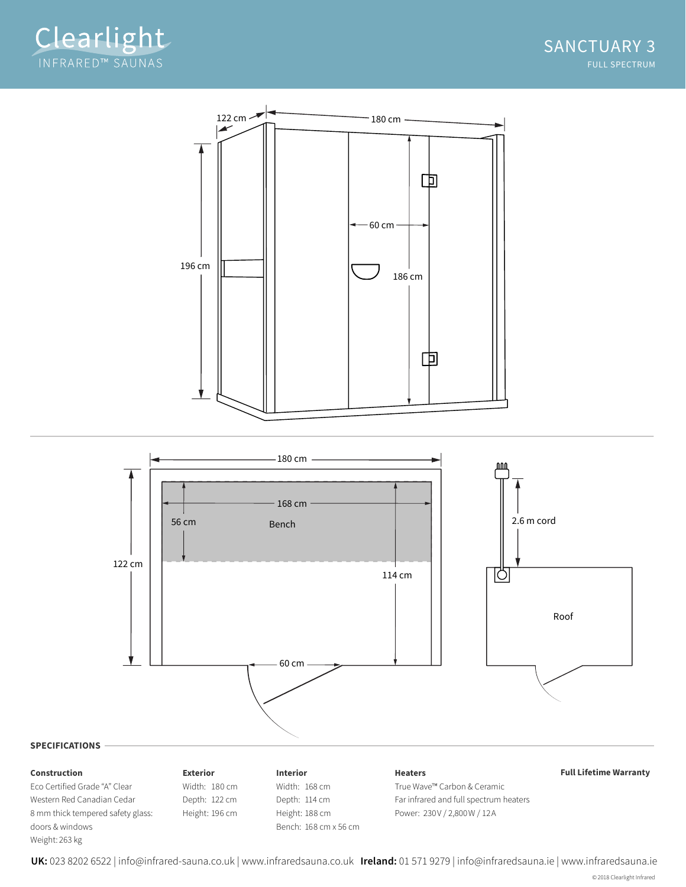Clearlight
INFRARED™ SAUNAS

# SANCTUARY 3

FULL SPECTRUM

122 cm
180 cm
196 cm
60 cm
186 cm

180 cm
168 cm
56 cm
Bench
122 cm
114 cm
60 cm
2.6 m cord
Roof

## SPECIFICATIONS

**Construction**
Eco Certified Grade "A" Clear
Western Red Canadian Cedar
8 mm thick tempered safety glass:
doors & windows
Weight: 263 kg

**Exterior**
Width: 180 cm
Depth: 122 cm
Height: 196 cm

**Interior**
Width: 168 cm
Depth: 114 cm
Height: 188 cm
Bench: 168 cm x 56 cm

**Heaters**
True Wave™ Carbon & Ceramic
Far infrared and full spectrum heaters
Power: 230V / 2,800W / 12A

**Full Lifetime Warranty**

**UK:** 023 8202 6522 | info@infrared-sauna.co.uk | www.infraredsauna.co.uk **Ireland:** 01 571 9279 | info@infraredsauna.ie | www.infraredsauna.ie

© 2018 Clearlight Infrared